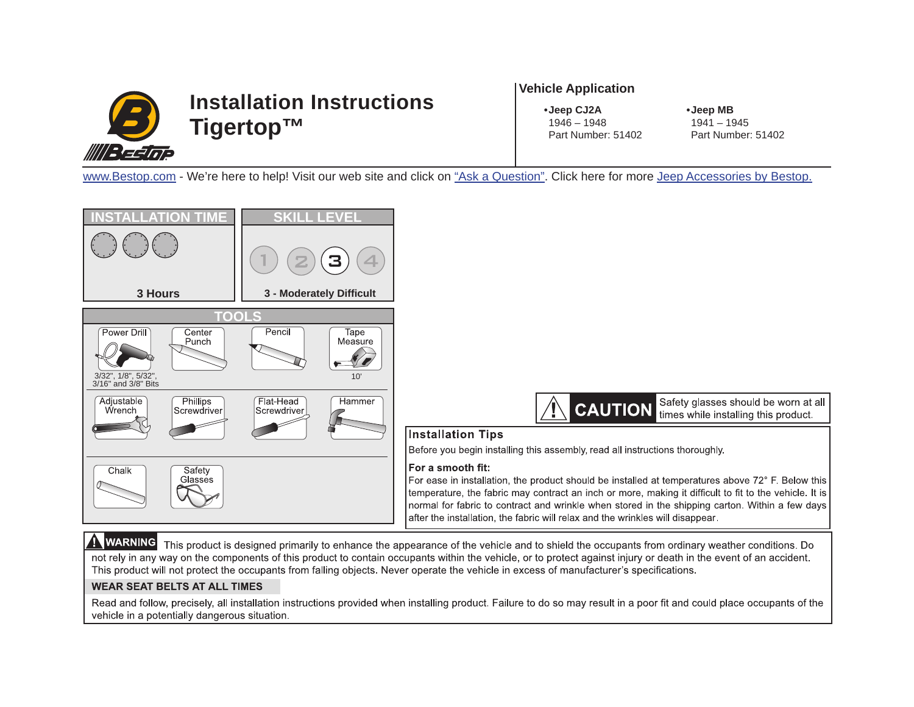# Installation Instructions Tigertop™

## Vehicle Application

- **Jeep CJ2A**
  1946 – 1948
  Part Number: 51402
- **Jeep MB**
  1941 – 1945
  Part Number: 51402

www.Bestop.com - We're here to help! Visit our web site and click on "Ask a Question". Click here for more Jeep Accessories by Bestop.

## INSTALLATION TIME

3 Hours

## SKILL LEVEL

1 2 3 4

3 - Moderately Difficult

## TOOLS

- Power Drill — 3/32", 1/8", 5/32", 3/16" and 3/8" Bits
- Center Punch
- Pencil
- Tape Measure — 10'
- Adjustable Wrench
- Phillips Screwdriver
- Flat-Head Screwdriver
- Hammer
- Chalk
- Safety Glasses

**CAUTION** Safety glasses should be worn at all times while installing this product.

## Installation Tips

Before you begin installing this assembly, read all instructions thoroughly.

**For a smooth fit:**
For ease in installation, the product should be installed at temperatures above 72° F. Below this temperature, the fabric may contract an inch or more, making it difficult to fit to the vehicle. It is normal for fabric to contract and wrinkle when stored in the shipping carton. Within a few days after the installation, the fabric will relax and the wrinkles will disappear.

**WARNING** This product is designed primarily to enhance the appearance of the vehicle and to shield the occupants from ordinary weather conditions. Do not rely in any way on the components of this product to contain occupants within the vehicle, or to protect against injury or death in the event of an accident. This product will not protect the occupants from falling objects. Never operate the vehicle in excess of manufacturer's specifications.

**WEAR SEAT BELTS AT ALL TIMES**

Read and follow, precisely, all installation instructions provided when installing product. Failure to do so may result in a poor fit and could place occupants of the vehicle in a potentially dangerous situation.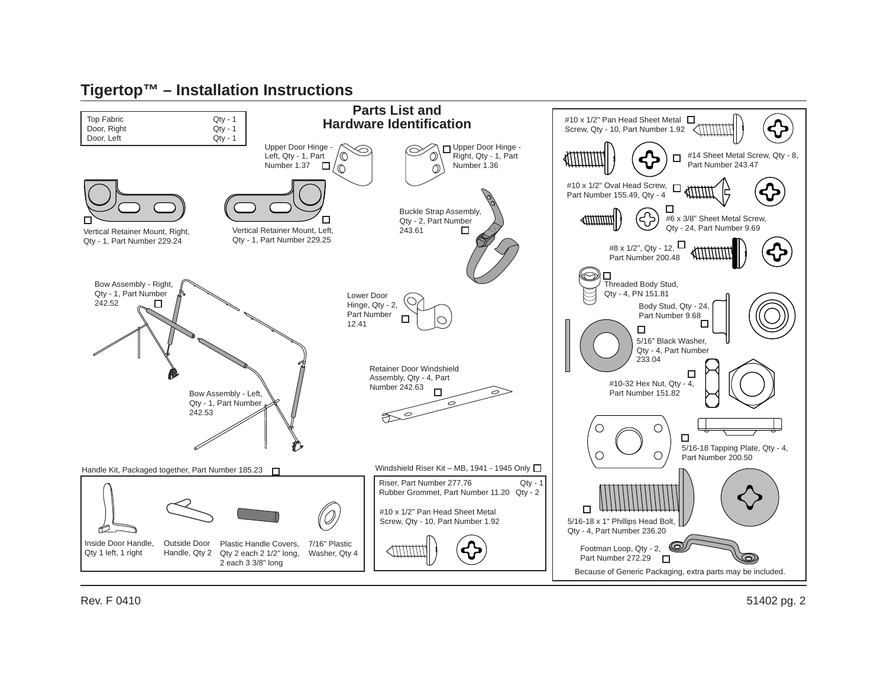# Tigertop™ – Installation Instructions

| Top Fabric | Qty - 1 |
| --- | --- |
| Door, Right | Qty - 1 |
| Door, Left | Qty - 1 |

## Parts List and Hardware Identification

- Upper Door Hinge - Left, Qty - 1, Part Number 1.37 ☐
- ☐ Upper Door Hinge - Right, Qty - 1, Part Number 1.36
- ☐ Vertical Retainer Mount, Right, Qty - 1, Part Number 229.24
- ☐ Vertical Retainer Mount, Left, Qty - 1, Part Number 229.25
- Buckle Strap Assembly, Qty - 2, Part Number 243.61 ☐
- Bow Assembly - Right, Qty - 1, Part Number 242.52 ☐
- Lower Door Hinge, Qty - 2, Part Number 12.41 ☐
- Bow Assembly - Left, Qty - 1, Part Number 242.53
- Retainer Door Windshield Assembly, Qty - 4, Part Number 242.63 ☐

Handle Kit, Packaged together, Part Number 185.23 ☐

- Inside Door Handle, Qty 1 left, 1 right
- Outside Door Handle, Qty 2
- Plastic Handle Covers, Qty 2 each 2 1/2" long, 2 each 3 3/8" long
- 7/16" Plastic Washer, Qty 4

Windshield Riser Kit – MB, 1941 - 1945 Only ☐

| Riser, Part Number 277.76 | Qty - 1 |
| --- | --- |
| Rubber Grommet, Part Number 11.20 | Qty - 2 |

#10 x 1/2" Pan Head Sheet Metal Screw, Qty - 10, Part Number 1.92

- #10 x 1/2" Pan Head Sheet Metal Screw, Qty - 10, Part Number 1.92 ☐
- ☐ #14 Sheet Metal Screw, Qty - 8, Part Number 243.47
- #10 x 1/2" Oval Head Screw, Part Number 155.49, Qty - 4 ☐
- ☐ #6 x 3/8" Sheet Metal Screw, Qty - 24, Part Number 9.69
- #8 x 1/2", Qty - 12, Part Number 200.48 ☐
- ☐ Threaded Body Stud, Qty - 4, PN 151.81
- Body Stud, Qty - 24, Part Number 9.68 ☐
- ☐ 5/16" Black Washer, Qty - 4, Part Number 233.04
- ☐ #10-32 Hex Nut, Qty - 4, Part Number 151.82
- ☐ 5/16-18 Tapping Plate, Qty - 4, Part Number 200.50
- ☐ 5/16-18 x 1" Phillips Head Bolt, Qty - 4, Part Number 236.20
- Footman Loop, Qty - 2, Part Number 272.29 ☐

Because of Generic Packaging, extra parts may be included.

Rev. F 0410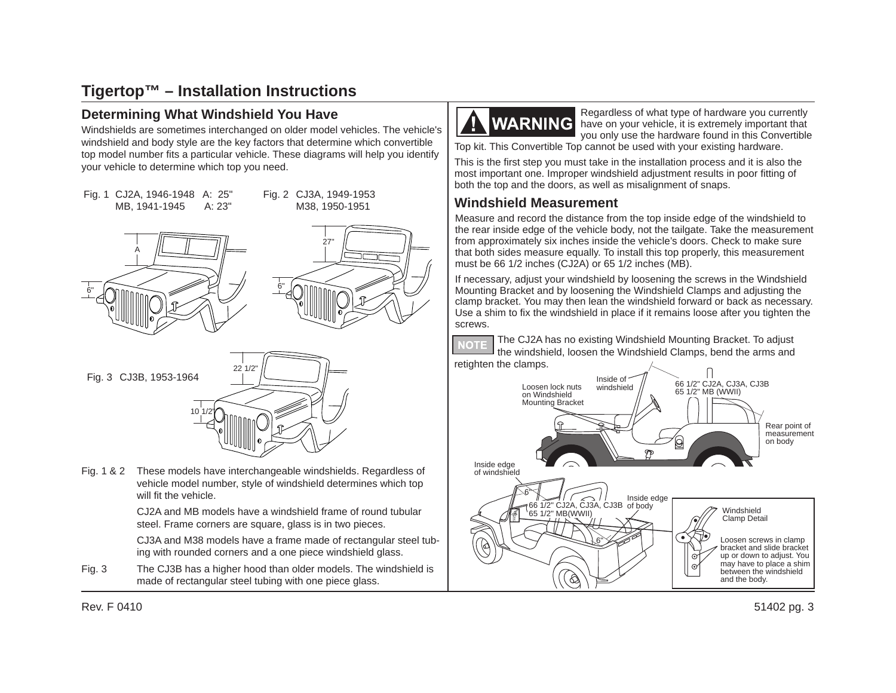# Tigertop™ – Installation Instructions

## Determining What Windshield You Have

Windshields are sometimes interchanged on older model vehicles. The vehicle's windshield and body style are the key factors that determine which convertible top model number fits a particular vehicle. These diagrams will help you identify your vehicle to determine which top you need.

Fig. 1 CJ2A, 1946-1948 A: 25"
MB, 1941-1945 A: 23"

Fig. 2 CJ3A, 1949-1953
M38, 1950-1951

Fig. 3 CJ3B, 1953-1964

Fig. 1 & 2 These models have interchangeable windshields. Regardless of vehicle model number, style of windshield determines which top will fit the vehicle.

CJ2A and MB models have a windshield frame of round tubular steel. Frame corners are square, glass is in two pieces.

CJ3A and M38 models have a frame made of rectangular steel tubing with rounded corners and a one piece windshield glass.

Fig. 3 The CJ3B has a higher hood than older models. The windshield is made of rectangular steel tubing with one piece glass.

**WARNING** Regardless of what type of hardware you currently have on your vehicle, it is extremely important that you only use the hardware found in this Convertible Top kit. This Convertible Top cannot be used with your existing hardware.

This is the first step you must take in the installation process and it is also the most important one. Improper windshield adjustment results in poor fitting of both the top and the doors, as well as misalignment of snaps.

## Windshield Measurement

Measure and record the distance from the top inside edge of the windshield to the rear inside edge of the vehicle body, not the tailgate. Take the measurement from approximately six inches inside the vehicle's doors. Check to make sure that both sides measure equally. To install this top properly, this measurement must be 66 1/2 inches (CJ2A) or 65 1/2 inches (MB).

If necessary, adjust your windshield by loosening the screws in the Windshield Mounting Bracket and by loosening the Windshield Clamps and adjusting the clamp bracket. You may then lean the windshield forward or back as necessary. Use a shim to fix the windshield in place if it remains loose after you tighten the screws.

**NOTE** The CJ2A has no existing Windshield Mounting Bracket. To adjust the windshield, loosen the Windshield Clamps, bend the arms and retighten the clamps.

Windshield Clamp Detail: Loosen screws in clamp bracket and slide bracket up or down to adjust. You may have to place a shim between the windshield and the body.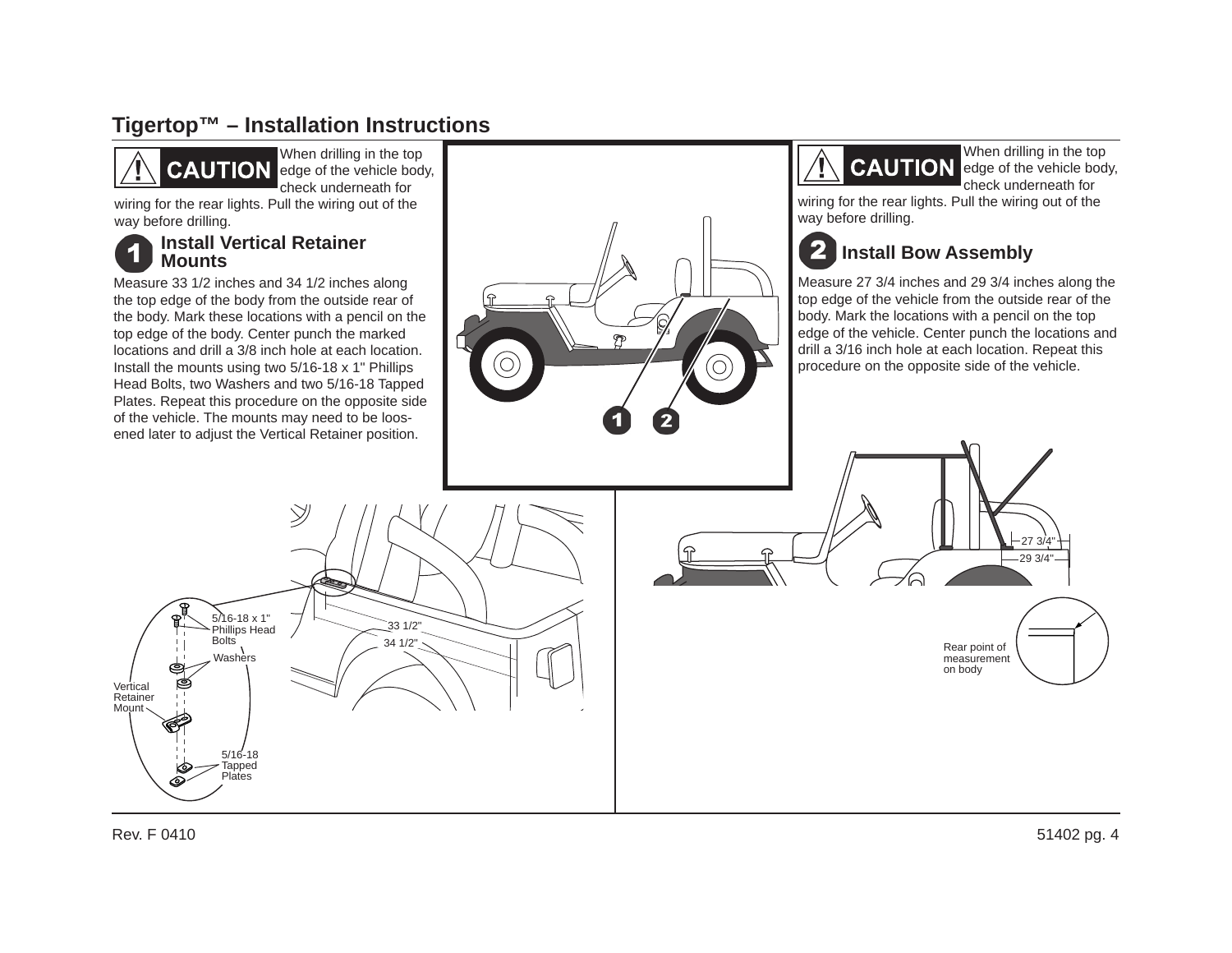# Tigertop™ – Installation Instructions

**⚠ CAUTION** When drilling in the top edge of the vehicle body, check underneath for wiring for the rear lights. Pull the wiring out of the way before drilling.

## 1 Install Vertical Retainer Mounts

Measure 33 1/2 inches and 34 1/2 inches along the top edge of the body from the outside rear of the body. Mark these locations with a pencil on the top edge of the body. Center punch the marked locations and drill a 3/8 inch hole at each location. Install the mounts using two 5/16-18 x 1" Phillips Head Bolts, two Washers and two 5/16-18 Tapped Plates. Repeat this procedure on the opposite side of the vehicle. The mounts may need to be loosened later to adjust the Vertical Retainer position.

5/16-18 x 1" Phillips Head Bolts

Washers

Vertical Retainer Mount

5/16-18 Tapped Plates

33 1/2"

34 1/2"

**⚠ CAUTION** When drilling in the top edge of the vehicle body, check underneath for wiring for the rear lights. Pull the wiring out of the way before drilling.

## 2 Install Bow Assembly

Measure 27 3/4 inches and 29 3/4 inches along the top edge of the vehicle from the outside rear of the body. Mark the locations with a pencil on the top edge of the vehicle. Center punch the locations and drill a 3/16 inch hole at each location. Repeat this procedure on the opposite side of the vehicle.

27 3/4"

29 3/4"

Rear point of measurement on body

Rev. F 0410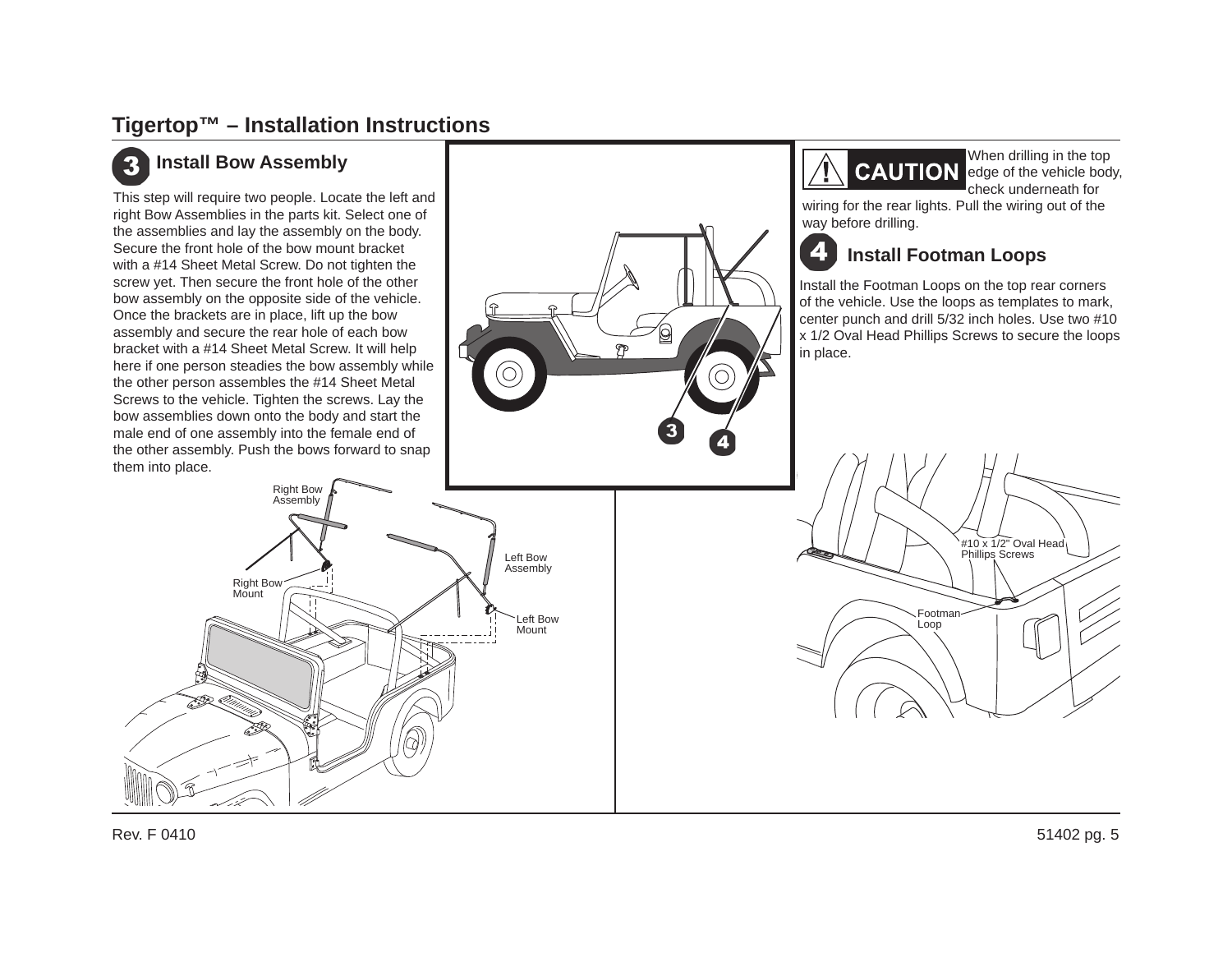## Tigertop™ – Installation Instructions

### 3 Install Bow Assembly

This step will require two people. Locate the left and right Bow Assemblies in the parts kit. Select one of the assemblies and lay the assembly on the body. Secure the front hole of the bow mount bracket with a #14 Sheet Metal Screw. Do not tighten the screw yet. Then secure the front hole of the other bow assembly on the opposite side of the vehicle. Once the brackets are in place, lift up the bow assembly and secure the rear hole of each bow bracket with a #14 Sheet Metal Screw. It will help here if one person steadies the bow assembly while the other person assembles the #14 Sheet Metal Screws to the vehicle. Tighten the screws. Lay the bow assemblies down onto the body and start the male end of one assembly into the female end of the other assembly. Push the bows forward to snap them into place.

Right Bow Assembly

Right Bow Mount

Left Bow Assembly

Left Bow Mount

**CAUTION** When drilling in the top edge of the vehicle body, check underneath for wiring for the rear lights. Pull the wiring out of the way before drilling.

### 4 Install Footman Loops

Install the Footman Loops on the top rear corners of the vehicle. Use the loops as templates to mark, center punch and drill 5/32 inch holes. Use two #10 x 1/2 Oval Head Phillips Screws to secure the loops in place.

#10 x 1/2" Oval Head Phillips Screws

Footman Loop

Rev. F 0410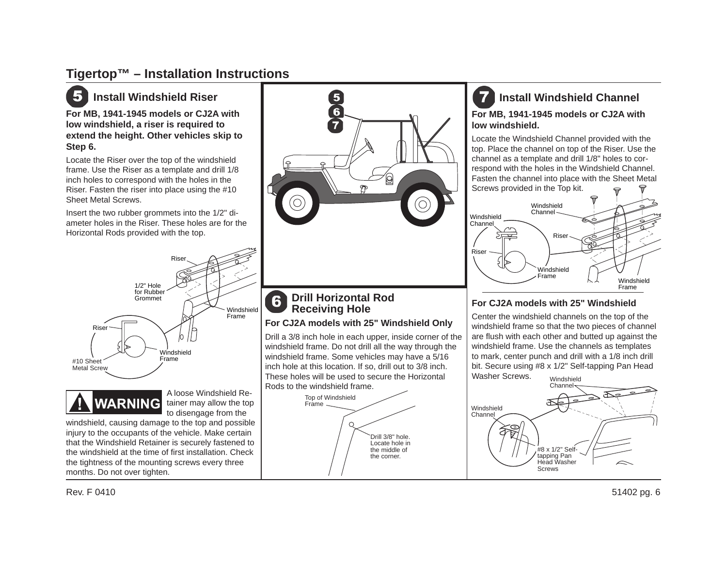# Tigertop™ – Installation Instructions

## 5 Install Windshield Riser

**For MB, 1941-1945 models or CJ2A with low windshield, a riser is required to extend the height. Other vehicles skip to Step 6.**

Locate the Riser over the top of the windshield frame. Use the Riser as a template and drill 1/8 inch holes to correspond with the holes in the Riser. Fasten the riser into place using the #10 Sheet Metal Screws.

Insert the two rubber grommets into the 1/2" diameter holes in the Riser. These holes are for the Horizontal Rods provided with the top.

Riser

1/2" Hole for Rubber Grommet

Windshield Frame

Riser

Windshield Frame

#10 Sheet Metal Screw

**! WARNING** A loose Windshield Retainer may allow the top to disengage from the windshield, causing damage to the top and possible injury to the occupants of the vehicle. Make certain that the Windshield Retainer is securely fastened to the windshield at the time of first installation. Check the tightness of the mounting screws every three months. Do not over tighten.

## 6 Drill Horizontal Rod Receiving Hole

**For CJ2A models with 25" Windshield Only**

Drill a 3/8 inch hole in each upper, inside corner of the windshield frame. Do not drill all the way through the windshield frame. Some vehicles may have a 5/16 inch hole at this location. If so, drill out to 3/8 inch. These holes will be used to secure the Horizontal Rods to the windshield frame.

Top of Windshield Frame

Drill 3/8" hole. Locate hole in the middle of the corner.

## 7 Install Windshield Channel

**For MB, 1941-1945 models or CJ2A with low windshield.**

Locate the Windshield Channel provided with the top. Place the channel on top of the Riser. Use the channel as a template and drill 1/8" holes to correspond with the holes in the Windshield Channel. Fasten the channel into place with the Sheet Metal Screws provided in the Top kit.

Windshield Channel

Windshield Channel

Riser

Riser

Windshield Frame

Windshield Frame

### For CJ2A models with 25" Windshield

Center the windshield channels on the top of the windshield frame so that the two pieces of channel are flush with each other and butted up against the windshield frame. Use the channels as templates to mark, center punch and drill with a 1/8 inch drill bit. Secure using #8 x 1/2" Self-tapping Pan Head Washer Screws.

Windshield Channel

Windshield Channel

#8 x 1/2" Self-tapping Pan Head Washer Screws

Rev. F 0410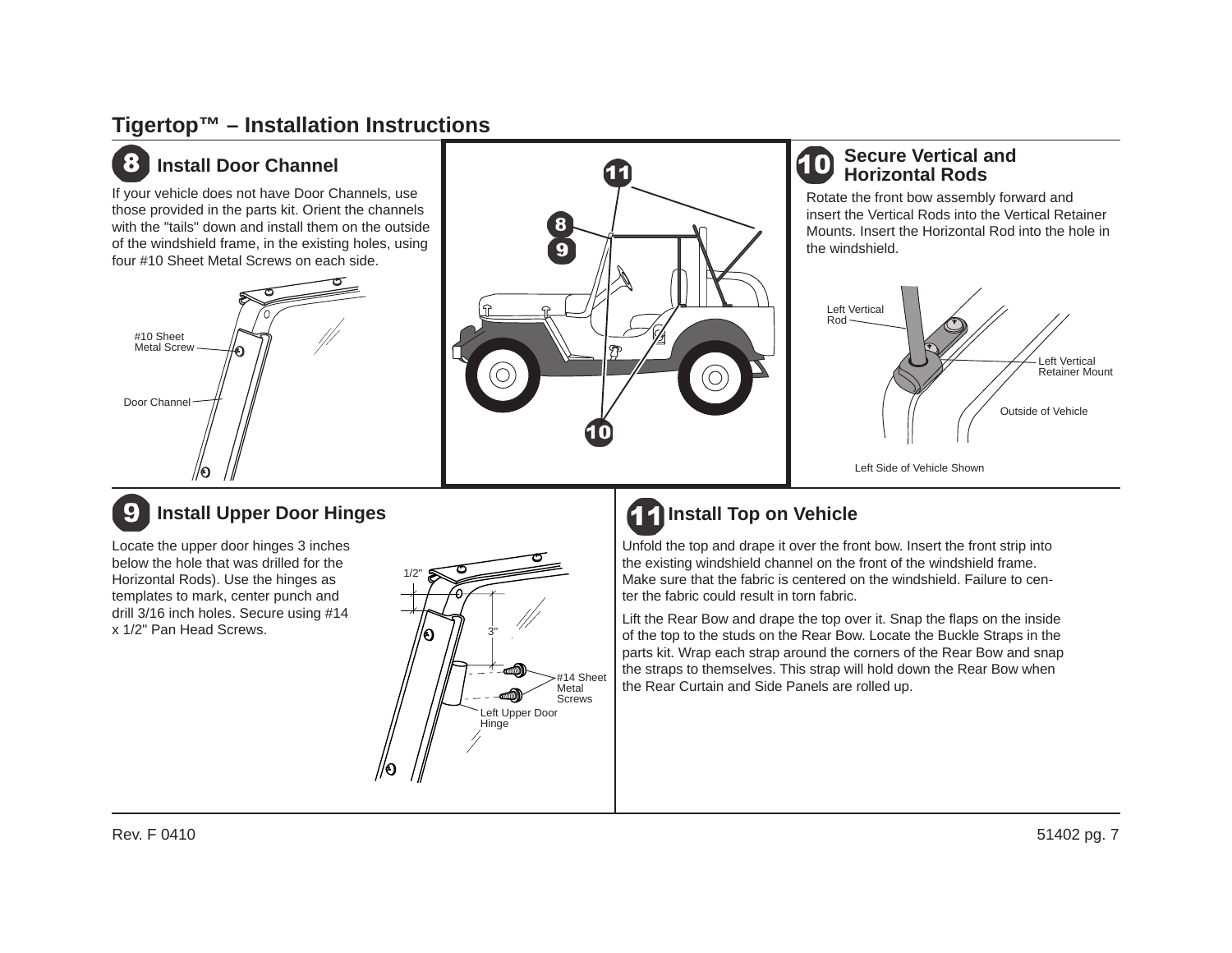# Tigertop™ – Installation Instructions

## 8 Install Door Channel

If your vehicle does not have Door Channels, use those provided in the parts kit. Orient the channels with the "tails" down and install them on the outside of the windshield frame, in the existing holes, using four #10 Sheet Metal Screws on each side.

#10 Sheet Metal Screw

Door Channel

## 10 Secure Vertical and Horizontal Rods

Rotate the front bow assembly forward and insert the Vertical Rods into the Vertical Retainer Mounts. Insert the Horizontal Rod into the hole in the windshield.

Left Vertical Rod

Left Vertical Retainer Mount

Outside of Vehicle

Left Side of Vehicle Shown

## 9 Install Upper Door Hinges

Locate the upper door hinges 3 inches below the hole that was drilled for the Horizontal Rods). Use the hinges as templates to mark, center punch and drill 3/16 inch holes. Secure using #14 x 1/2" Pan Head Screws.

1/2"

3"

#14 Sheet Metal Screws

Left Upper Door Hinge

## 11 Install Top on Vehicle

Unfold the top and drape it over the front bow. Insert the front strip into the existing windshield channel on the front of the windshield frame. Make sure that the fabric is centered on the windshield. Failure to center the fabric could result in torn fabric.

Lift the Rear Bow and drape the top over it. Snap the flaps on the inside of the top to the studs on the Rear Bow. Locate the Buckle Straps in the parts kit. Wrap each strap around the corners of the Rear Bow and snap the straps to themselves. This strap will hold down the Rear Bow when the Rear Curtain and Side Panels are rolled up.

Rev. F 0410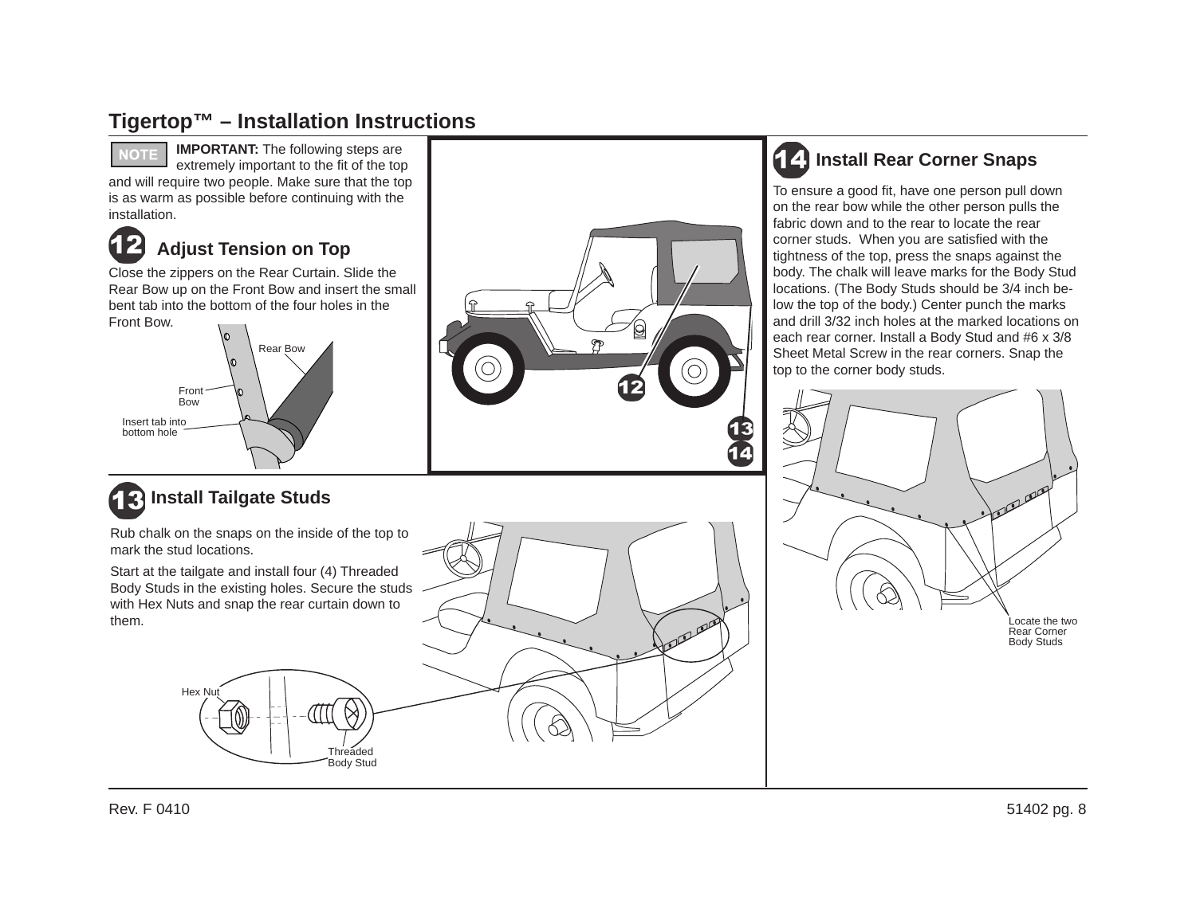# Tigertop™ – Installation Instructions

**NOTE**

**IMPORTANT:** The following steps are extremely important to the fit of the top and will require two people. Make sure that the top is as warm as possible before continuing with the installation.

## 12 Adjust Tension on Top

Close the zippers on the Rear Curtain. Slide the Rear Bow up on the Front Bow and insert the small bent tab into the bottom of the four holes in the Front Bow.

Rear Bow

Front Bow

Insert tab into bottom hole

## 13 Install Tailgate Studs

Rub chalk on the snaps on the inside of the top to mark the stud locations.

Start at the tailgate and install four (4) Threaded Body Studs in the existing holes. Secure the studs with Hex Nuts and snap the rear curtain down to them.

Hex Nut

Threaded Body Stud

## 14 Install Rear Corner Snaps

To ensure a good fit, have one person pull down on the rear bow while the other person pulls the fabric down and to the rear to locate the rear corner studs. When you are satisfied with the tightness of the top, press the snaps against the body. The chalk will leave marks for the Body Stud locations. (The Body Studs should be 3/4 inch below the top of the body.) Center punch the marks and drill 3/32 inch holes at the marked locations on each rear corner. Install a Body Stud and #6 x 3/8 Sheet Metal Screw in the rear corners. Snap the top to the corner body studs.

Locate the two Rear Corner Body Studs

Rev. F 0410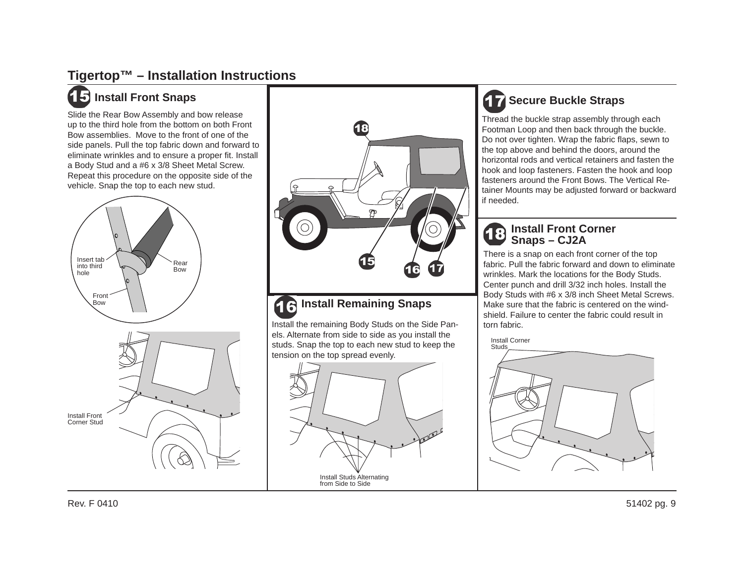# Tigertop™ – Installation Instructions

## 15 Install Front Snaps

Slide the Rear Bow Assembly and bow release up to the third hole from the bottom on both Front Bow assemblies. Move to the front of one of the side panels. Pull the top fabric down and forward to eliminate wrinkles and to ensure a proper fit. Install a Body Stud and a #6 x 3/8 Sheet Metal Screw. Repeat this procedure on the opposite side of the vehicle. Snap the top to each new stud.

Insert tab into third hole

Rear Bow

Front Bow

Install Front Corner Stud

## 16 Install Remaining Snaps

Install the remaining Body Studs on the Side Panels. Alternate from side to side as you install the studs. Snap the top to each new stud to keep the tension on the top spread evenly.

Install Studs Alternating from Side to Side

## 17 Secure Buckle Straps

Thread the buckle strap assembly through each Footman Loop and then back through the buckle. Do not over tighten. Wrap the fabric flaps, sewn to the top above and behind the doors, around the horizontal rods and vertical retainers and fasten the hook and loop fasteners. Fasten the hook and loop fasteners around the Front Bows. The Vertical Retainer Mounts may be adjusted forward or backward if needed.

## 18 Install Front Corner Snaps – CJ2A

There is a snap on each front corner of the top fabric. Pull the fabric forward and down to eliminate wrinkles. Mark the locations for the Body Studs. Center punch and drill 3/32 inch holes. Install the Body Studs with #6 x 3/8 inch Sheet Metal Screws. Make sure that the fabric is centered on the windshield. Failure to center the fabric could result in torn fabric.

Install Corner Studs

Rev. F 0410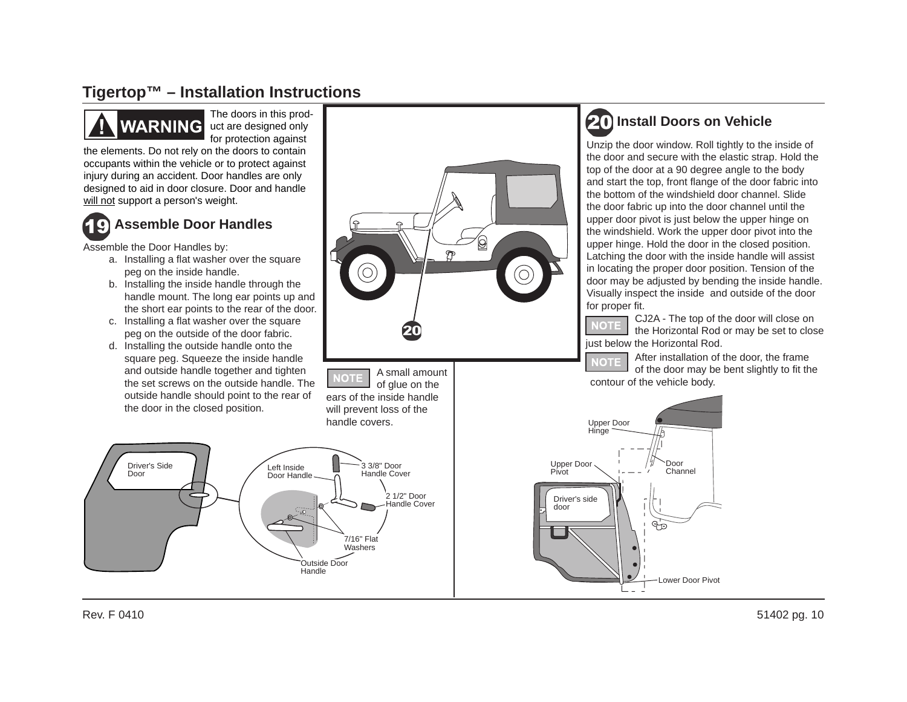# Tigertop™ – Installation Instructions

**WARNING** The doors in this product are designed only for protection against the elements. Do not rely on the doors to contain occupants within the vehicle or to protect against injury during an accident. Door handles are only designed to aid in door closure. Door and handle will not support a person's weight.

## 19 Assemble Door Handles

Assemble the Door Handles by:

a. Installing a flat washer over the square peg on the inside handle.
b. Installing the inside handle through the handle mount. The long ear points up and the short ear points to the rear of the door.
c. Installing a flat washer over the square peg on the outside of the door fabric.
d. Installing the outside handle onto the square peg. Squeeze the inside handle and outside handle together and tighten the set screws on the outside handle. The outside handle should point to the rear of the door in the closed position.

**NOTE** A small amount of glue on the ears of the inside handle will prevent loss of the handle covers.

Driver's Side Door
Left Inside Door Handle
3 3/8" Door Handle Cover
2 1/2" Door Handle Cover
7/16" Flat Washers
Outside Door Handle

20

## 20 Install Doors on Vehicle

Unzip the door window. Roll tightly to the inside of the door and secure with the elastic strap. Hold the top of the door at a 90 degree angle to the body and start the top, front flange of the door fabric into the bottom of the windshield door channel. Slide the door fabric up into the door channel until the upper door pivot is just below the upper hinge on the windshield. Work the upper door pivot into the upper hinge. Hold the door in the closed position. Latching the door with the inside handle will assist in locating the proper door position. Tension of the door may be adjusted by bending the inside handle. Visually inspect the inside and outside of the door for proper fit.

**NOTE** CJ2A - The top of the door will close on the Horizontal Rod or may be set to close just below the Horizontal Rod.

**NOTE** After installation of the door, the frame of the door may be bent slightly to fit the contour of the vehicle body.

Upper Door Hinge
Upper Door Pivot
Door Channel
Driver's side door
Lower Door Pivot

Rev. F 0410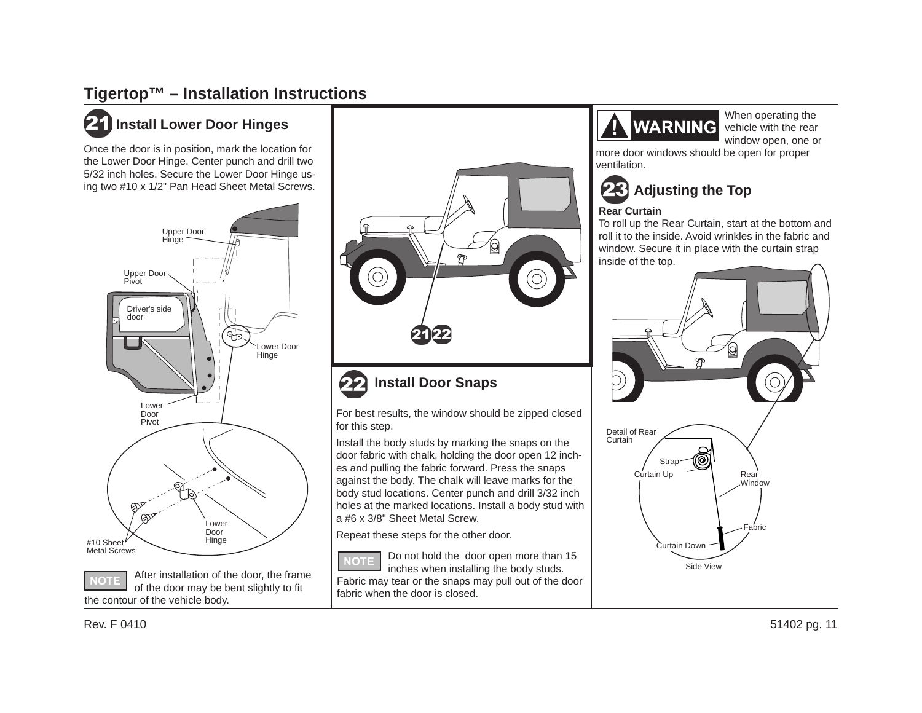# Tigertop™ – Installation Instructions

## 21 Install Lower Door Hinges

Once the door is in position, mark the location for the Lower Door Hinge. Center punch and drill two 5/32 inch holes. Secure the Lower Door Hinge using two #10 x 1/2" Pan Head Sheet Metal Screws.

Upper Door Hinge

Upper Door Pivot

Driver's side door

Lower Door Hinge

Lower Door Pivot

Lower Door Hinge

#10 Sheet Metal Screws

**NOTE** After installation of the door, the frame of the door may be bent slightly to fit the contour of the vehicle body.

21 22

## 22 Install Door Snaps

For best results, the window should be zipped closed for this step.

Install the body studs by marking the snaps on the door fabric with chalk, holding the door open 12 inches and pulling the fabric forward. Press the snaps against the body. The chalk will leave marks for the body stud locations. Center punch and drill 3/32 inch holes at the marked locations. Install a body stud with a #6 x 3/8" Sheet Metal Screw.

Repeat these steps for the other door.

**NOTE** Do not hold the door open more than 15 inches when installing the body studs. Fabric may tear or the snaps may pull out of the door fabric when the door is closed.

**WARNING** When operating the vehicle with the rear window open, one or more door windows should be open for proper ventilation.

## 23 Adjusting the Top

**Rear Curtain**

To roll up the Rear Curtain, start at the bottom and roll it to the inside. Avoid wrinkles in the fabric and window. Secure it in place with the curtain strap inside of the top.

Detail of Rear Curtain

Strap

Curtain Up

Rear Window

Fabric

Curtain Down

Side View

Rev. F 0410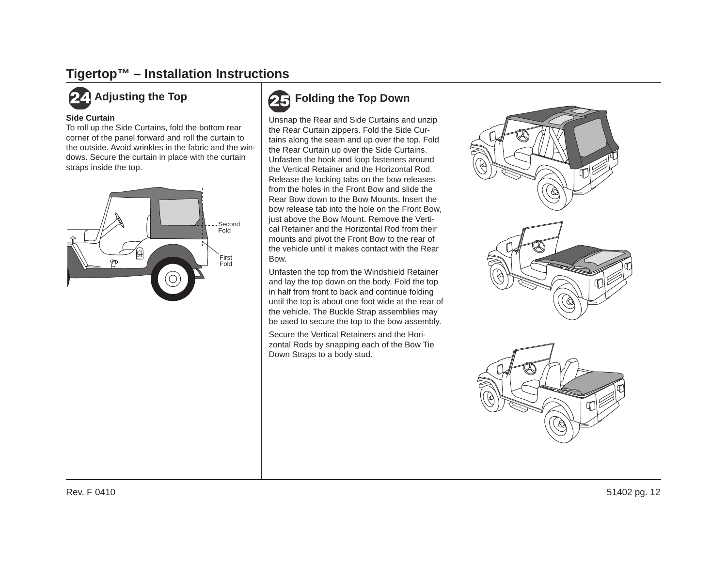# Tigertop™ – Installation Instructions

## 24 Adjusting the Top

**Side Curtain**

To roll up the Side Curtains, fold the bottom rear corner of the panel forward and roll the curtain to the outside. Avoid wrinkles in the fabric and the windows. Secure the curtain in place with the curtain straps inside the top.

Second Fold

First Fold

## 25 Folding the Top Down

Unsnap the Rear and Side Curtains and unzip the Rear Curtain zippers. Fold the Side Curtains along the seam and up over the top. Fold the Rear Curtain up over the Side Curtains. Unfasten the hook and loop fasteners around the Vertical Retainer and the Horizontal Rod. Release the locking tabs on the bow releases from the holes in the Front Bow and slide the Rear Bow down to the Bow Mounts. Insert the bow release tab into the hole on the Front Bow, just above the Bow Mount. Remove the Vertical Retainer and the Horizontal Rod from their mounts and pivot the Front Bow to the rear of the vehicle until it makes contact with the Rear Bow.

Unfasten the top from the Windshield Retainer and lay the top down on the body. Fold the top in half from front to back and continue folding until the top is about one foot wide at the rear of the vehicle. The Buckle Strap assemblies may be used to secure the top to the bow assembly.

Secure the Vertical Retainers and the Horizontal Rods by snapping each of the Bow Tie Down Straps to a body stud.

Rev. F 0410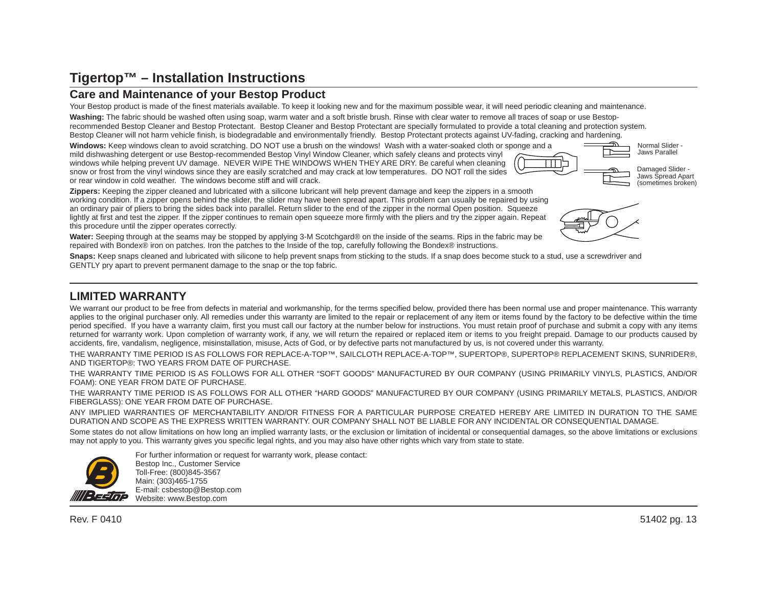# Tigertop™ – Installation Instructions

## Care and Maintenance of your Bestop Product

Your Bestop product is made of the finest materials available. To keep it looking new and for the maximum possible wear, it will need periodic cleaning and maintenance.

**Washing:** The fabric should be washed often using soap, warm water and a soft bristle brush. Rinse with clear water to remove all traces of soap or use Bestop-recommended Bestop Cleaner and Bestop Protectant. Bestop Cleaner and Bestop Protectant are specially formulated to provide a total cleaning and protection system. Bestop Cleaner will not harm vehicle finish, is biodegradable and environmentally friendly. Bestop Protectant protects against UV-fading, cracking and hardening.

**Windows:** Keep windows clean to avoid scratching. DO NOT use a brush on the windows! Wash with a water-soaked cloth or sponge and a mild dishwashing detergent or use Bestop-recommended Bestop Vinyl Window Cleaner, which safely cleans and protects vinyl windows while helping prevent UV damage. NEVER WIPE THE WINDOWS WHEN THEY ARE DRY. Be careful when cleaning snow or frost from the vinyl windows since they are easily scratched and may crack at low temperatures. DO NOT roll the sides or rear window in cold weather. The windows become stiff and will crack.

Normal Slider - Jaws Parallel

Damaged Slider - Jaws Spread Apart (sometimes broken)

**Zippers:** Keeping the zipper cleaned and lubricated with a silicone lubricant will help prevent damage and keep the zippers in a smooth working condition. If a zipper opens behind the slider, the slider may have been spread apart. This problem can usually be repaired by using an ordinary pair of pliers to bring the sides back into parallel. Return slider to the end of the zipper in the normal Open position. Squeeze lightly at first and test the zipper. If the zipper continues to remain open squeeze more firmly with the pliers and try the zipper again. Repeat this procedure until the zipper operates correctly.

**Water:** Seeping through at the seams may be stopped by applying 3-M Scotchgard® on the inside of the seams. Rips in the fabric may be repaired with Bondex® iron on patches. Iron the patches to the Inside of the top, carefully following the Bondex® instructions.

**Snaps:** Keep snaps cleaned and lubricated with silicone to help prevent snaps from sticking to the studs. If a snap does become stuck to a stud, use a screwdriver and GENTLY pry apart to prevent permanent damage to the snap or the top fabric.

## LIMITED WARRANTY

We warrant our product to be free from defects in material and workmanship, for the terms specified below, provided there has been normal use and proper maintenance. This warranty applies to the original purchaser only. All remedies under this warranty are limited to the repair or replacement of any item or items found by the factory to be defective within the time period specified. If you have a warranty claim, first you must call our factory at the number below for instructions. You must retain proof of purchase and submit a copy with any items returned for warranty work. Upon completion of warranty work, if any, we will return the repaired or replaced item or items to you freight prepaid. Damage to our products caused by accidents, fire, vandalism, negligence, misinstallation, misuse, Acts of God, or by defective parts not manufactured by us, is not covered under this warranty.

THE WARRANTY TIME PERIOD IS AS FOLLOWS FOR REPLACE-A-TOP™, SAILCLOTH REPLACE-A-TOP™, SUPERTOP®, SUPERTOP® REPLACEMENT SKINS, SUNRIDER®, AND TIGERTOP®: TWO YEARS FROM DATE OF PURCHASE.

THE WARRANTY TIME PERIOD IS AS FOLLOWS FOR ALL OTHER "SOFT GOODS" MANUFACTURED BY OUR COMPANY (USING PRIMARILY VINYLS, PLASTICS, AND/OR FOAM): ONE YEAR FROM DATE OF PURCHASE.

THE WARRANTY TIME PERIOD IS AS FOLLOWS FOR ALL OTHER "HARD GOODS" MANUFACTURED BY OUR COMPANY (USING PRIMARILY METALS, PLASTICS, AND/OR FIBERGLASS): ONE YEAR FROM DATE OF PURCHASE.

ANY IMPLIED WARRANTIES OF MERCHANTABILITY AND/OR FITNESS FOR A PARTICULAR PURPOSE CREATED HEREBY ARE LIMITED IN DURATION TO THE SAME DURATION AND SCOPE AS THE EXPRESS WRITTEN WARRANTY. OUR COMPANY SHALL NOT BE LIABLE FOR ANY INCIDENTAL OR CONSEQUENTIAL DAMAGE.

Some states do not allow limitations on how long an implied warranty lasts, or the exclusion or limitation of incidental or consequential damages, so the above limitations or exclusions may not apply to you. This warranty gives you specific legal rights, and you may also have other rights which vary from state to state.

For further information or request for warranty work, please contact:
Bestop Inc., Customer Service
Toll-Free: (800)845-3567
Main: (303)465-1755
E-mail: csbestop@Bestop.com
Website: www.Bestop.com

Rev. F 0410

51402